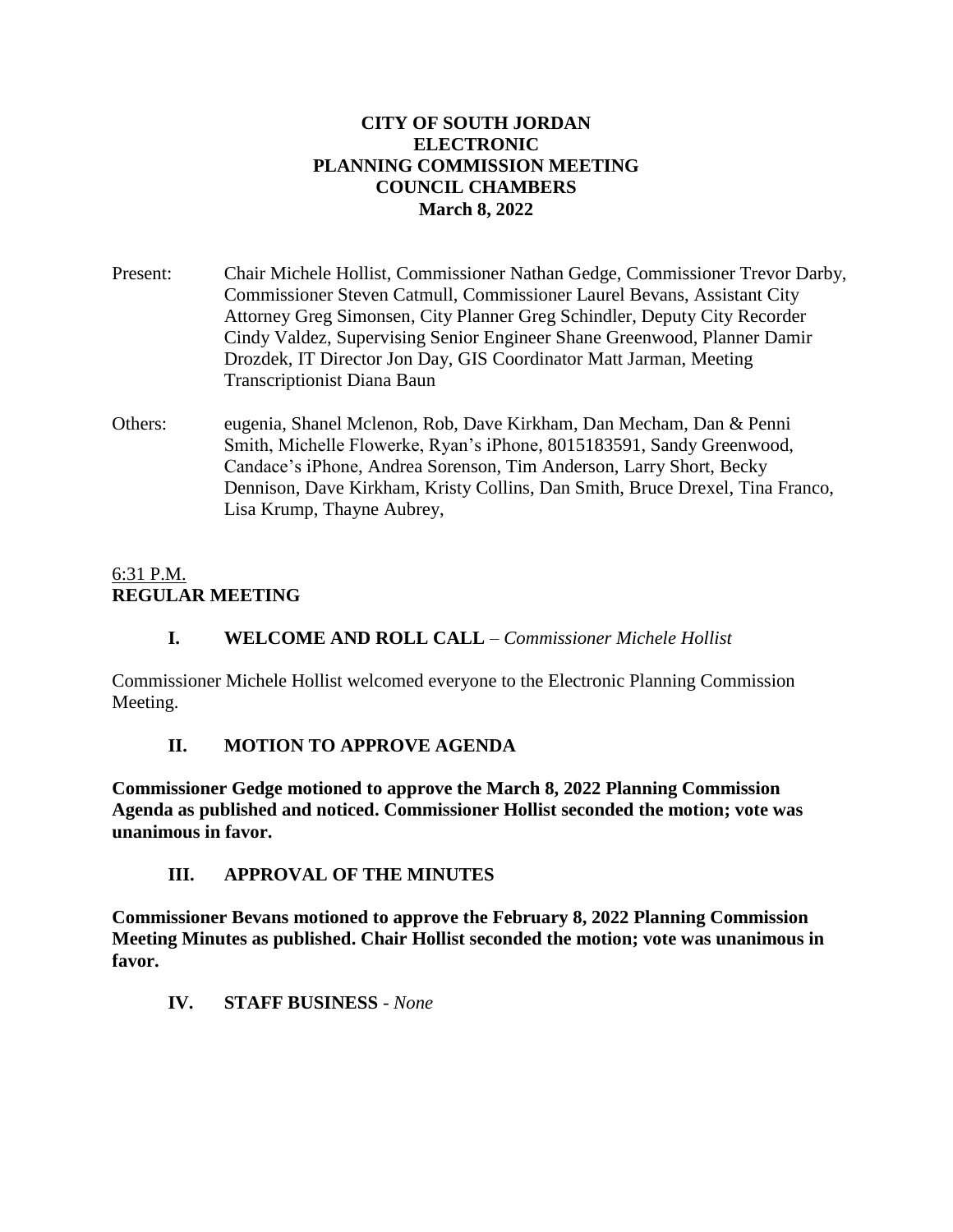**CITY OF SOUTH JORDAN**
**ELECTRONIC**
**PLANNING COMMISSION MEETING**
**COUNCIL CHAMBERS**
**March 8, 2022**

Present: Chair Michele Hollist, Commissioner Nathan Gedge, Commissioner Trevor Darby, Commissioner Steven Catmull, Commissioner Laurel Bevans, Assistant City Attorney Greg Simonsen, City Planner Greg Schindler, Deputy City Recorder Cindy Valdez, Supervising Senior Engineer Shane Greenwood, Planner Damir Drozdek, IT Director Jon Day, GIS Coordinator Matt Jarman, Meeting Transcriptionist Diana Baun

Others: eugenia, Shanel Mclenon, Rob, Dave Kirkham, Dan Mecham, Dan & Penni Smith, Michelle Flowerke, Ryan's iPhone, 8015183591, Sandy Greenwood, Candace's iPhone, Andrea Sorenson, Tim Anderson, Larry Short, Becky Dennison, Dave Kirkham, Kristy Collins, Dan Smith, Bruce Drexel, Tina Franco, Lisa Krump, Thayne Aubrey,

6:31 P.M.
**REGULAR MEETING**

**I. WELCOME AND ROLL CALL** – *Commissioner Michele Hollist*

Commissioner Michele Hollist welcomed everyone to the Electronic Planning Commission Meeting.

**II. MOTION TO APPROVE AGENDA**

**Commissioner Gedge motioned to approve the March 8, 2022 Planning Commission Agenda as published and noticed. Commissioner Hollist seconded the motion; vote was unanimous in favor.**

**III. APPROVAL OF THE MINUTES**

**Commissioner Bevans motioned to approve the February 8, 2022 Planning Commission Meeting Minutes as published. Chair Hollist seconded the motion; vote was unanimous in favor.**

**IV. STAFF BUSINESS** - *None*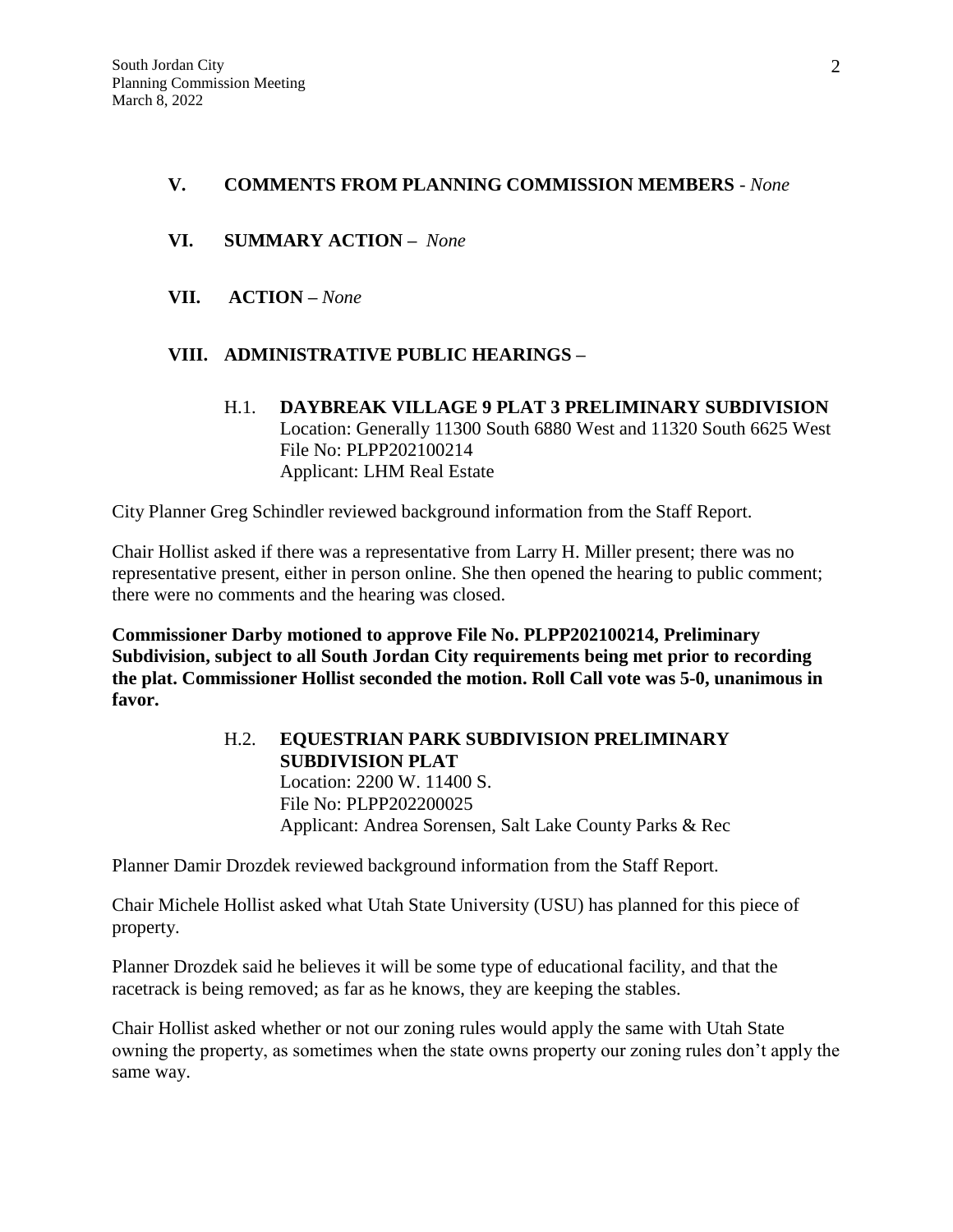## V. COMMENTS FROM PLANNING COMMISSION MEMBERS - *None*

## VI. SUMMARY ACTION – *None*

## VII. ACTION – *None*

## VIII. ADMINISTRATIVE PUBLIC HEARINGS –

### H.1. DAYBREAK VILLAGE 9 PLAT 3 PRELIMINARY SUBDIVISION

Location: Generally 11300 South 6880 West and 11320 South 6625 West
File No: PLPP202100214
Applicant: LHM Real Estate

City Planner Greg Schindler reviewed background information from the Staff Report.

Chair Hollist asked if there was a representative from Larry H. Miller present; there was no representative present, either in person online. She then opened the hearing to public comment; there were no comments and the hearing was closed.

**Commissioner Darby motioned to approve File No. PLPP202100214, Preliminary Subdivision, subject to all South Jordan City requirements being met prior to recording the plat. Commissioner Hollist seconded the motion. Roll Call vote was 5-0, unanimous in favor.**

### H.2. EQUESTRIAN PARK SUBDIVISION PRELIMINARY SUBDIVISION PLAT

Location: 2200 W. 11400 S.
File No: PLPP202200025
Applicant: Andrea Sorensen, Salt Lake County Parks & Rec

Planner Damir Drozdek reviewed background information from the Staff Report.

Chair Michele Hollist asked what Utah State University (USU) has planned for this piece of property.

Planner Drozdek said he believes it will be some type of educational facility, and that the racetrack is being removed; as far as he knows, they are keeping the stables.

Chair Hollist asked whether or not our zoning rules would apply the same with Utah State owning the property, as sometimes when the state owns property our zoning rules don't apply the same way.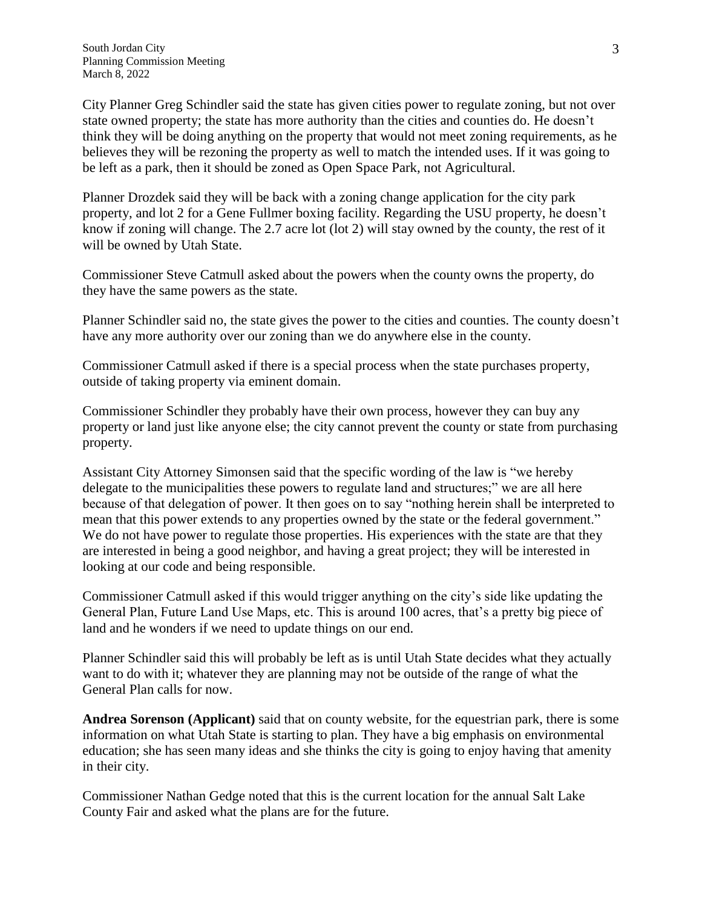City Planner Greg Schindler said the state has given cities power to regulate zoning, but not over state owned property; the state has more authority than the cities and counties do. He doesn't think they will be doing anything on the property that would not meet zoning requirements, as he believes they will be rezoning the property as well to match the intended uses. If it was going to be left as a park, then it should be zoned as Open Space Park, not Agricultural.

Planner Drozdek said they will be back with a zoning change application for the city park property, and lot 2 for a Gene Fullmer boxing facility. Regarding the USU property, he doesn't know if zoning will change. The 2.7 acre lot (lot 2) will stay owned by the county, the rest of it will be owned by Utah State.

Commissioner Steve Catmull asked about the powers when the county owns the property, do they have the same powers as the state.

Planner Schindler said no, the state gives the power to the cities and counties. The county doesn't have any more authority over our zoning than we do anywhere else in the county.

Commissioner Catmull asked if there is a special process when the state purchases property, outside of taking property via eminent domain.

Commissioner Schindler they probably have their own process, however they can buy any property or land just like anyone else; the city cannot prevent the county or state from purchasing property.

Assistant City Attorney Simonsen said that the specific wording of the law is "we hereby delegate to the municipalities these powers to regulate land and structures;" we are all here because of that delegation of power. It then goes on to say "nothing herein shall be interpreted to mean that this power extends to any properties owned by the state or the federal government." We do not have power to regulate those properties. His experiences with the state are that they are interested in being a good neighbor, and having a great project; they will be interested in looking at our code and being responsible.

Commissioner Catmull asked if this would trigger anything on the city's side like updating the General Plan, Future Land Use Maps, etc. This is around 100 acres, that's a pretty big piece of land and he wonders if we need to update things on our end.

Planner Schindler said this will probably be left as is until Utah State decides what they actually want to do with it; whatever they are planning may not be outside of the range of what the General Plan calls for now.

**Andrea Sorenson (Applicant)** said that on county website, for the equestrian park, there is some information on what Utah State is starting to plan. They have a big emphasis on environmental education; she has seen many ideas and she thinks the city is going to enjoy having that amenity in their city.

Commissioner Nathan Gedge noted that this is the current location for the annual Salt Lake County Fair and asked what the plans are for the future.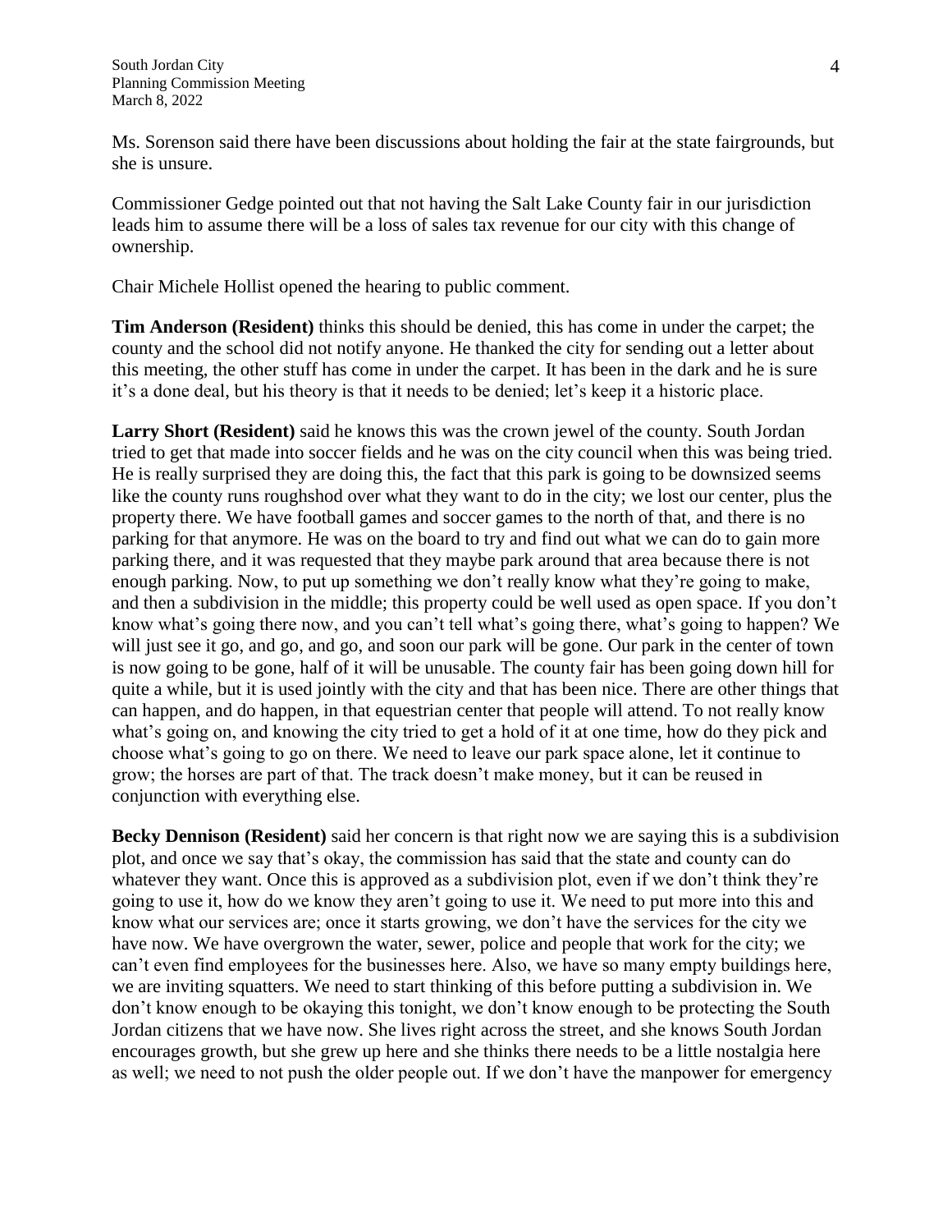Ms. Sorenson said there have been discussions about holding the fair at the state fairgrounds, but she is unsure.

Commissioner Gedge pointed out that not having the Salt Lake County fair in our jurisdiction leads him to assume there will be a loss of sales tax revenue for our city with this change of ownership.

Chair Michele Hollist opened the hearing to public comment.

**Tim Anderson (Resident)** thinks this should be denied, this has come in under the carpet; the county and the school did not notify anyone. He thanked the city for sending out a letter about this meeting, the other stuff has come in under the carpet. It has been in the dark and he is sure it's a done deal, but his theory is that it needs to be denied; let's keep it a historic place.

**Larry Short (Resident)** said he knows this was the crown jewel of the county. South Jordan tried to get that made into soccer fields and he was on the city council when this was being tried. He is really surprised they are doing this, the fact that this park is going to be downsized seems like the county runs roughshod over what they want to do in the city; we lost our center, plus the property there. We have football games and soccer games to the north of that, and there is no parking for that anymore. He was on the board to try and find out what we can do to gain more parking there, and it was requested that they maybe park around that area because there is not enough parking. Now, to put up something we don't really know what they're going to make, and then a subdivision in the middle; this property could be well used as open space. If you don't know what's going there now, and you can't tell what's going there, what's going to happen? We will just see it go, and go, and go, and soon our park will be gone. Our park in the center of town is now going to be gone, half of it will be unusable. The county fair has been going down hill for quite a while, but it is used jointly with the city and that has been nice. There are other things that can happen, and do happen, in that equestrian center that people will attend. To not really know what's going on, and knowing the city tried to get a hold of it at one time, how do they pick and choose what's going to go on there. We need to leave our park space alone, let it continue to grow; the horses are part of that. The track doesn't make money, but it can be reused in conjunction with everything else.

**Becky Dennison (Resident)** said her concern is that right now we are saying this is a subdivision plot, and once we say that's okay, the commission has said that the state and county can do whatever they want. Once this is approved as a subdivision plot, even if we don't think they're going to use it, how do we know they aren't going to use it. We need to put more into this and know what our services are; once it starts growing, we don't have the services for the city we have now. We have overgrown the water, sewer, police and people that work for the city; we can't even find employees for the businesses here. Also, we have so many empty buildings here, we are inviting squatters. We need to start thinking of this before putting a subdivision in. We don't know enough to be okaying this tonight, we don't know enough to be protecting the South Jordan citizens that we have now. She lives right across the street, and she knows South Jordan encourages growth, but she grew up here and she thinks there needs to be a little nostalgia here as well; we need to not push the older people out. If we don't have the manpower for emergency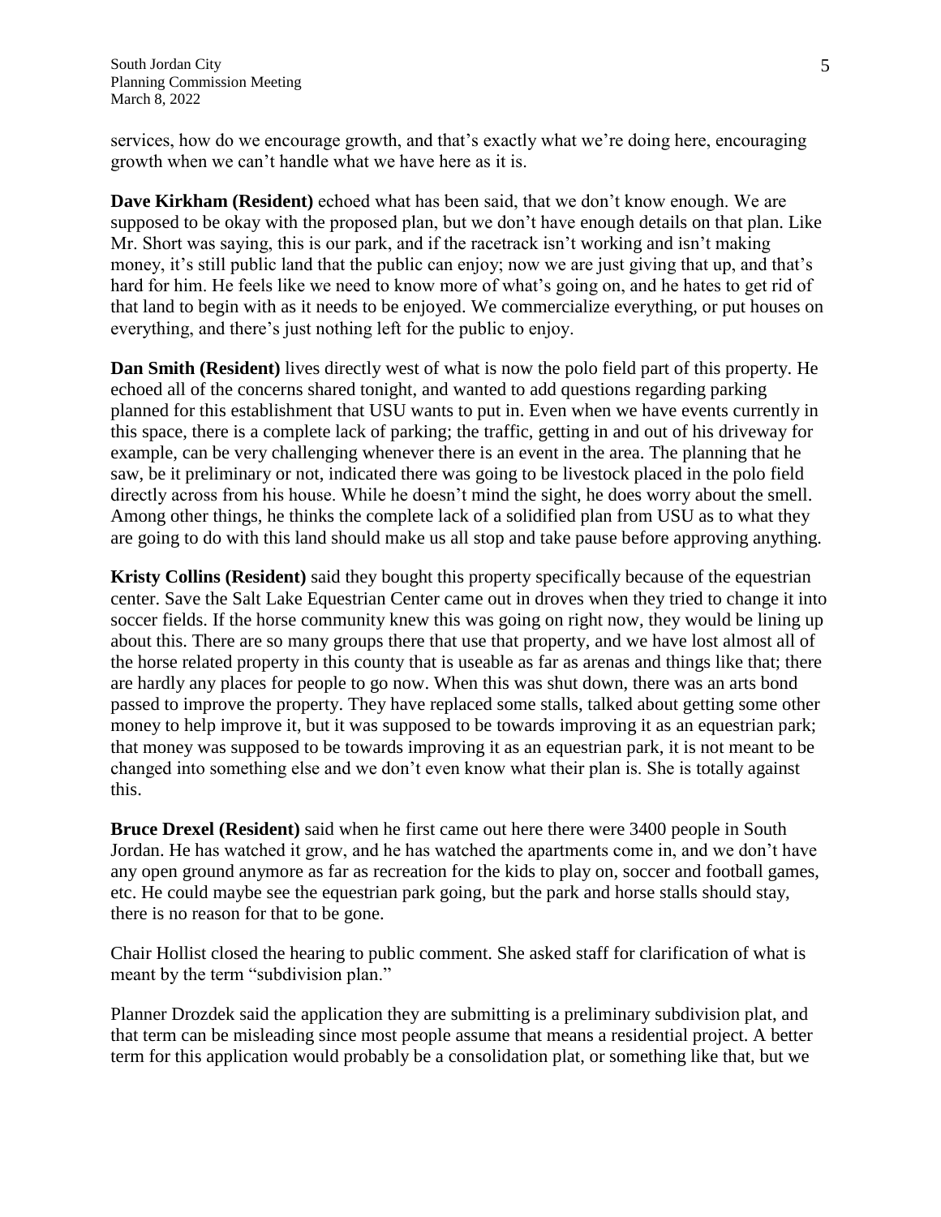services, how do we encourage growth, and that's exactly what we're doing here, encouraging growth when we can't handle what we have here as it is.

**Dave Kirkham (Resident)** echoed what has been said, that we don't know enough. We are supposed to be okay with the proposed plan, but we don't have enough details on that plan. Like Mr. Short was saying, this is our park, and if the racetrack isn't working and isn't making money, it's still public land that the public can enjoy; now we are just giving that up, and that's hard for him. He feels like we need to know more of what's going on, and he hates to get rid of that land to begin with as it needs to be enjoyed. We commercialize everything, or put houses on everything, and there's just nothing left for the public to enjoy.

**Dan Smith (Resident)** lives directly west of what is now the polo field part of this property. He echoed all of the concerns shared tonight, and wanted to add questions regarding parking planned for this establishment that USU wants to put in. Even when we have events currently in this space, there is a complete lack of parking; the traffic, getting in and out of his driveway for example, can be very challenging whenever there is an event in the area. The planning that he saw, be it preliminary or not, indicated there was going to be livestock placed in the polo field directly across from his house. While he doesn't mind the sight, he does worry about the smell. Among other things, he thinks the complete lack of a solidified plan from USU as to what they are going to do with this land should make us all stop and take pause before approving anything.

**Kristy Collins (Resident)** said they bought this property specifically because of the equestrian center. Save the Salt Lake Equestrian Center came out in droves when they tried to change it into soccer fields. If the horse community knew this was going on right now, they would be lining up about this. There are so many groups there that use that property, and we have lost almost all of the horse related property in this county that is useable as far as arenas and things like that; there are hardly any places for people to go now. When this was shut down, there was an arts bond passed to improve the property. They have replaced some stalls, talked about getting some other money to help improve it, but it was supposed to be towards improving it as an equestrian park; that money was supposed to be towards improving it as an equestrian park, it is not meant to be changed into something else and we don't even know what their plan is. She is totally against this.

**Bruce Drexel (Resident)** said when he first came out here there were 3400 people in South Jordan. He has watched it grow, and he has watched the apartments come in, and we don't have any open ground anymore as far as recreation for the kids to play on, soccer and football games, etc. He could maybe see the equestrian park going, but the park and horse stalls should stay, there is no reason for that to be gone.

Chair Hollist closed the hearing to public comment. She asked staff for clarification of what is meant by the term "subdivision plan."

Planner Drozdek said the application they are submitting is a preliminary subdivision plat, and that term can be misleading since most people assume that means a residential project. A better term for this application would probably be a consolidation plat, or something like that, but we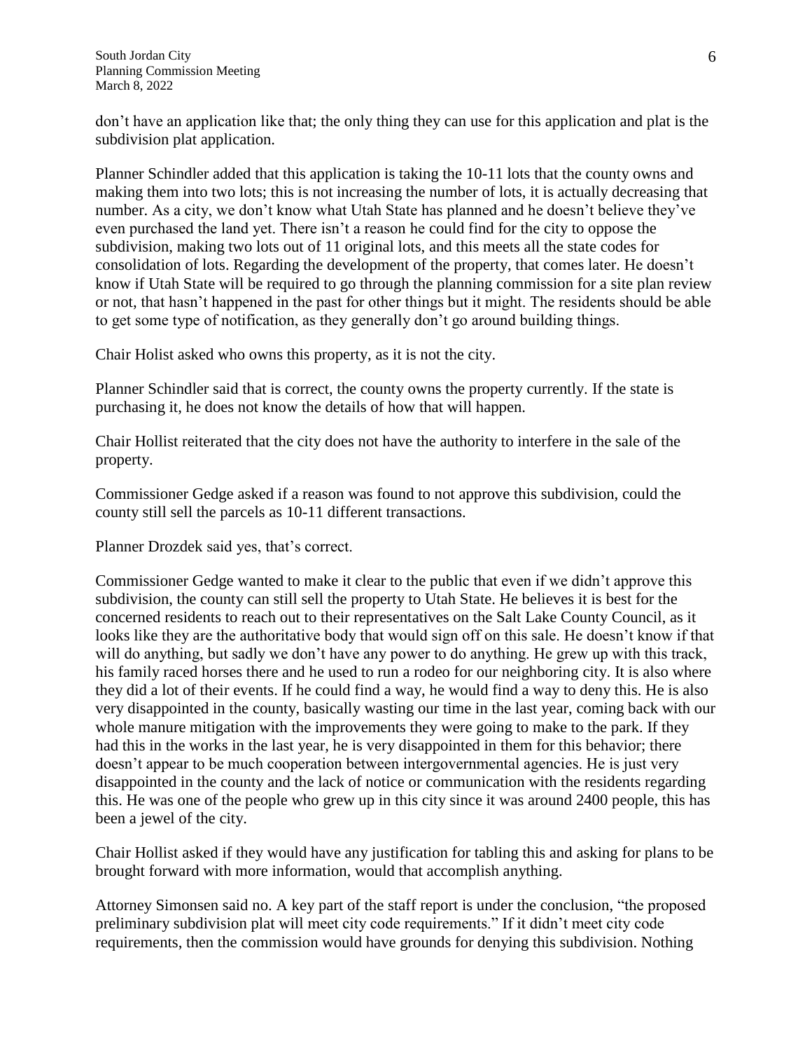don't have an application like that; the only thing they can use for this application and plat is the subdivision plat application.

Planner Schindler added that this application is taking the 10-11 lots that the county owns and making them into two lots; this is not increasing the number of lots, it is actually decreasing that number. As a city, we don't know what Utah State has planned and he doesn't believe they've even purchased the land yet. There isn't a reason he could find for the city to oppose the subdivision, making two lots out of 11 original lots, and this meets all the state codes for consolidation of lots. Regarding the development of the property, that comes later. He doesn't know if Utah State will be required to go through the planning commission for a site plan review or not, that hasn't happened in the past for other things but it might. The residents should be able to get some type of notification, as they generally don't go around building things.

Chair Holist asked who owns this property, as it is not the city.

Planner Schindler said that is correct, the county owns the property currently. If the state is purchasing it, he does not know the details of how that will happen.

Chair Hollist reiterated that the city does not have the authority to interfere in the sale of the property.

Commissioner Gedge asked if a reason was found to not approve this subdivision, could the county still sell the parcels as 10-11 different transactions.

Planner Drozdek said yes, that's correct.

Commissioner Gedge wanted to make it clear to the public that even if we didn't approve this subdivision, the county can still sell the property to Utah State. He believes it is best for the concerned residents to reach out to their representatives on the Salt Lake County Council, as it looks like they are the authoritative body that would sign off on this sale. He doesn't know if that will do anything, but sadly we don't have any power to do anything. He grew up with this track, his family raced horses there and he used to run a rodeo for our neighboring city. It is also where they did a lot of their events. If he could find a way, he would find a way to deny this. He is also very disappointed in the county, basically wasting our time in the last year, coming back with our whole manure mitigation with the improvements they were going to make to the park. If they had this in the works in the last year, he is very disappointed in them for this behavior; there doesn't appear to be much cooperation between intergovernmental agencies. He is just very disappointed in the county and the lack of notice or communication with the residents regarding this. He was one of the people who grew up in this city since it was around 2400 people, this has been a jewel of the city.

Chair Hollist asked if they would have any justification for tabling this and asking for plans to be brought forward with more information, would that accomplish anything.

Attorney Simonsen said no. A key part of the staff report is under the conclusion, "the proposed preliminary subdivision plat will meet city code requirements." If it didn't meet city code requirements, then the commission would have grounds for denying this subdivision. Nothing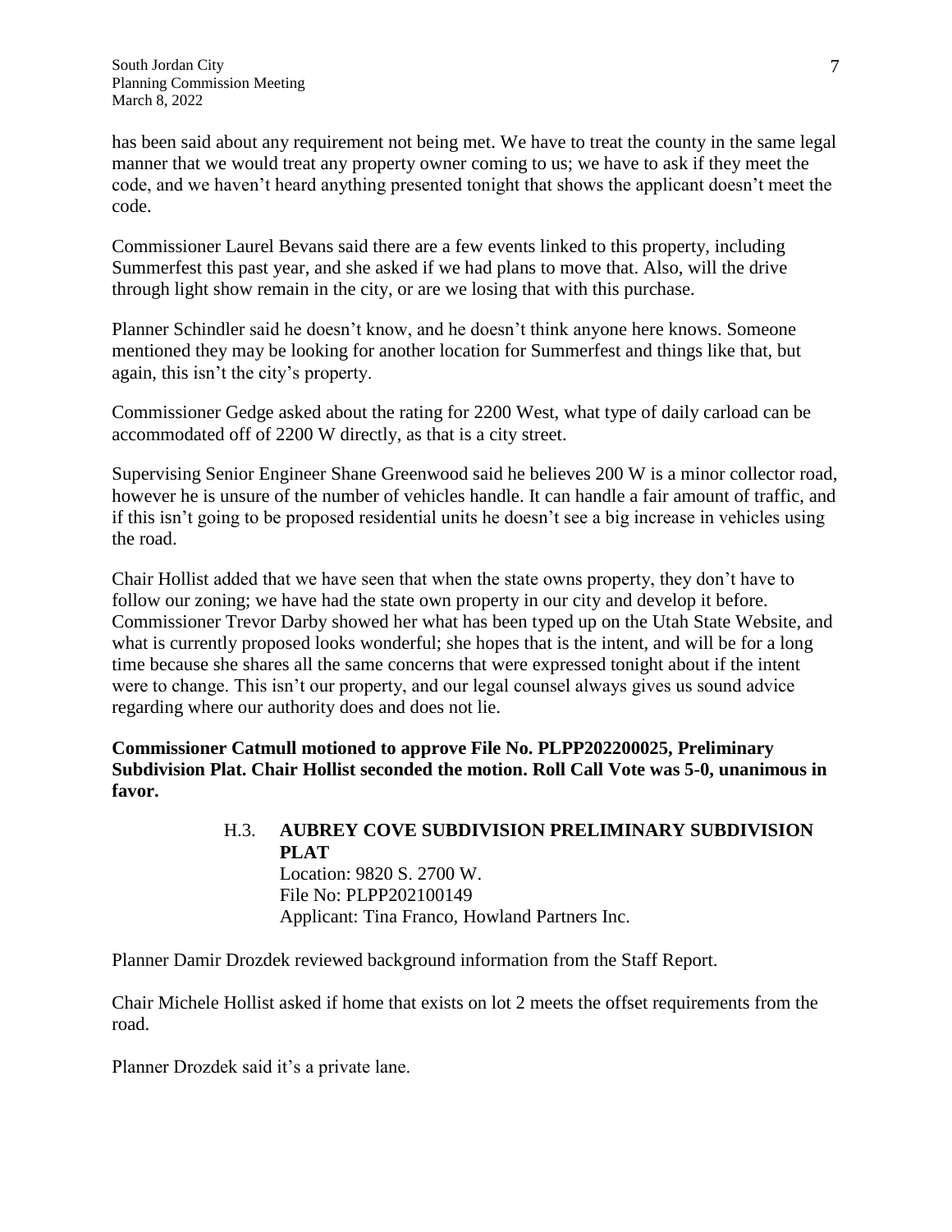has been said about any requirement not being met. We have to treat the county in the same legal manner that we would treat any property owner coming to us; we have to ask if they meet the code, and we haven't heard anything presented tonight that shows the applicant doesn't meet the code.

Commissioner Laurel Bevans said there are a few events linked to this property, including Summerfest this past year, and she asked if we had plans to move that. Also, will the drive through light show remain in the city, or are we losing that with this purchase.

Planner Schindler said he doesn't know, and he doesn't think anyone here knows. Someone mentioned they may be looking for another location for Summerfest and things like that, but again, this isn't the city's property.

Commissioner Gedge asked about the rating for 2200 West, what type of daily carload can be accommodated off of 2200 W directly, as that is a city street.

Supervising Senior Engineer Shane Greenwood said he believes 200 W is a minor collector road, however he is unsure of the number of vehicles handle. It can handle a fair amount of traffic, and if this isn't going to be proposed residential units he doesn't see a big increase in vehicles using the road.

Chair Hollist added that we have seen that when the state owns property, they don't have to follow our zoning; we have had the state own property in our city and develop it before. Commissioner Trevor Darby showed her what has been typed up on the Utah State Website, and what is currently proposed looks wonderful; she hopes that is the intent, and will be for a long time because she shares all the same concerns that were expressed tonight about if the intent were to change. This isn't our property, and our legal counsel always gives us sound advice regarding where our authority does and does not lie.

**Commissioner Catmull motioned to approve File No. PLPP202200025, Preliminary Subdivision Plat. Chair Hollist seconded the motion. Roll Call Vote was 5-0, unanimous in favor.**

H.3. **AUBREY COVE SUBDIVISION PRELIMINARY SUBDIVISION PLAT**
Location: 9820 S. 2700 W.
File No: PLPP202100149
Applicant: Tina Franco, Howland Partners Inc.

Planner Damir Drozdek reviewed background information from the Staff Report.

Chair Michele Hollist asked if home that exists on lot 2 meets the offset requirements from the road.

Planner Drozdek said it's a private lane.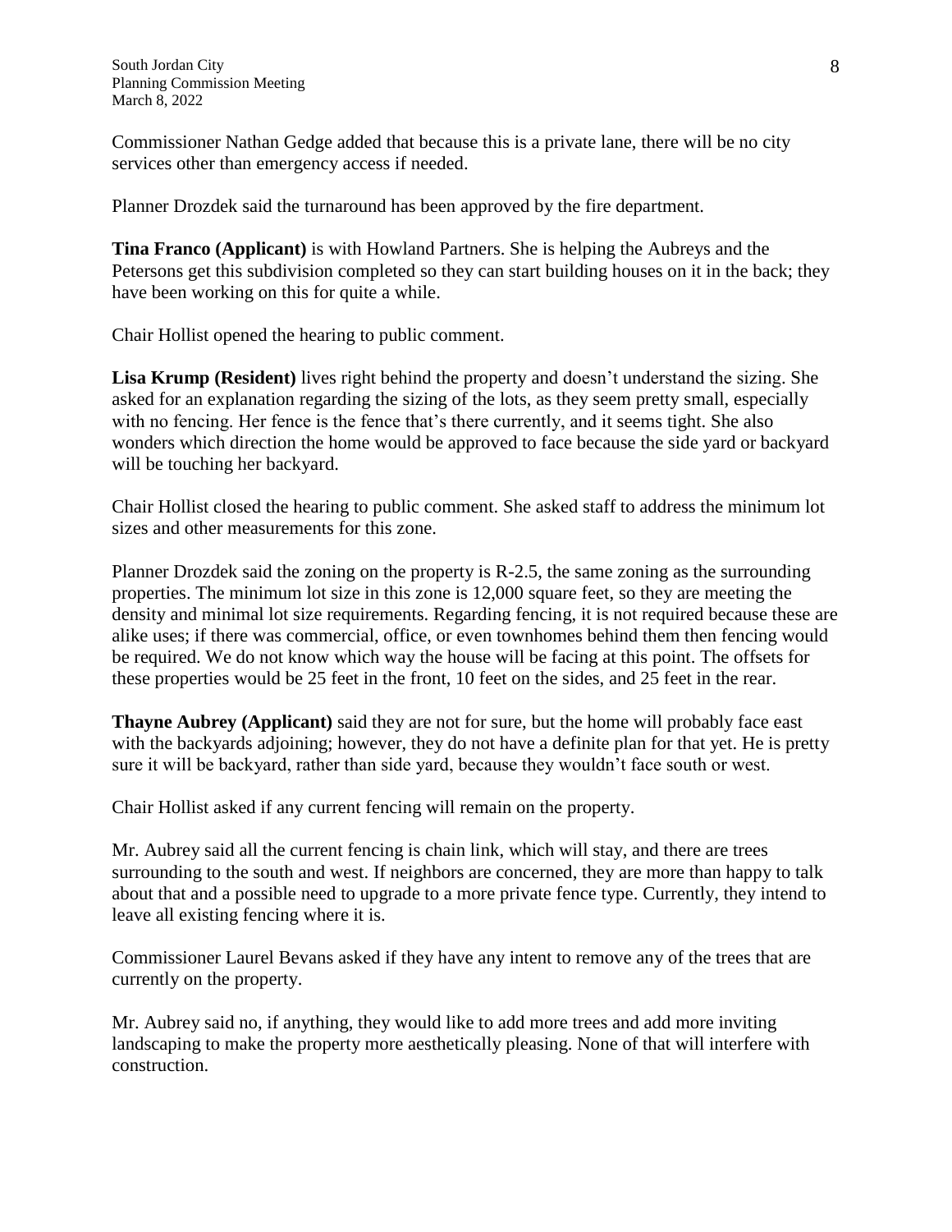Commissioner Nathan Gedge added that because this is a private lane, there will be no city services other than emergency access if needed.

Planner Drozdek said the turnaround has been approved by the fire department.

**Tina Franco (Applicant)** is with Howland Partners. She is helping the Aubreys and the Petersons get this subdivision completed so they can start building houses on it in the back; they have been working on this for quite a while.

Chair Hollist opened the hearing to public comment.

**Lisa Krump (Resident)** lives right behind the property and doesn't understand the sizing. She asked for an explanation regarding the sizing of the lots, as they seem pretty small, especially with no fencing. Her fence is the fence that's there currently, and it seems tight. She also wonders which direction the home would be approved to face because the side yard or backyard will be touching her backyard.

Chair Hollist closed the hearing to public comment. She asked staff to address the minimum lot sizes and other measurements for this zone.

Planner Drozdek said the zoning on the property is R-2.5, the same zoning as the surrounding properties. The minimum lot size in this zone is 12,000 square feet, so they are meeting the density and minimal lot size requirements. Regarding fencing, it is not required because these are alike uses; if there was commercial, office, or even townhomes behind them then fencing would be required. We do not know which way the house will be facing at this point. The offsets for these properties would be 25 feet in the front, 10 feet on the sides, and 25 feet in the rear.

**Thayne Aubrey (Applicant)** said they are not for sure, but the home will probably face east with the backyards adjoining; however, they do not have a definite plan for that yet. He is pretty sure it will be backyard, rather than side yard, because they wouldn't face south or west.

Chair Hollist asked if any current fencing will remain on the property.

Mr. Aubrey said all the current fencing is chain link, which will stay, and there are trees surrounding to the south and west. If neighbors are concerned, they are more than happy to talk about that and a possible need to upgrade to a more private fence type. Currently, they intend to leave all existing fencing where it is.

Commissioner Laurel Bevans asked if they have any intent to remove any of the trees that are currently on the property.

Mr. Aubrey said no, if anything, they would like to add more trees and add more inviting landscaping to make the property more aesthetically pleasing. None of that will interfere with construction.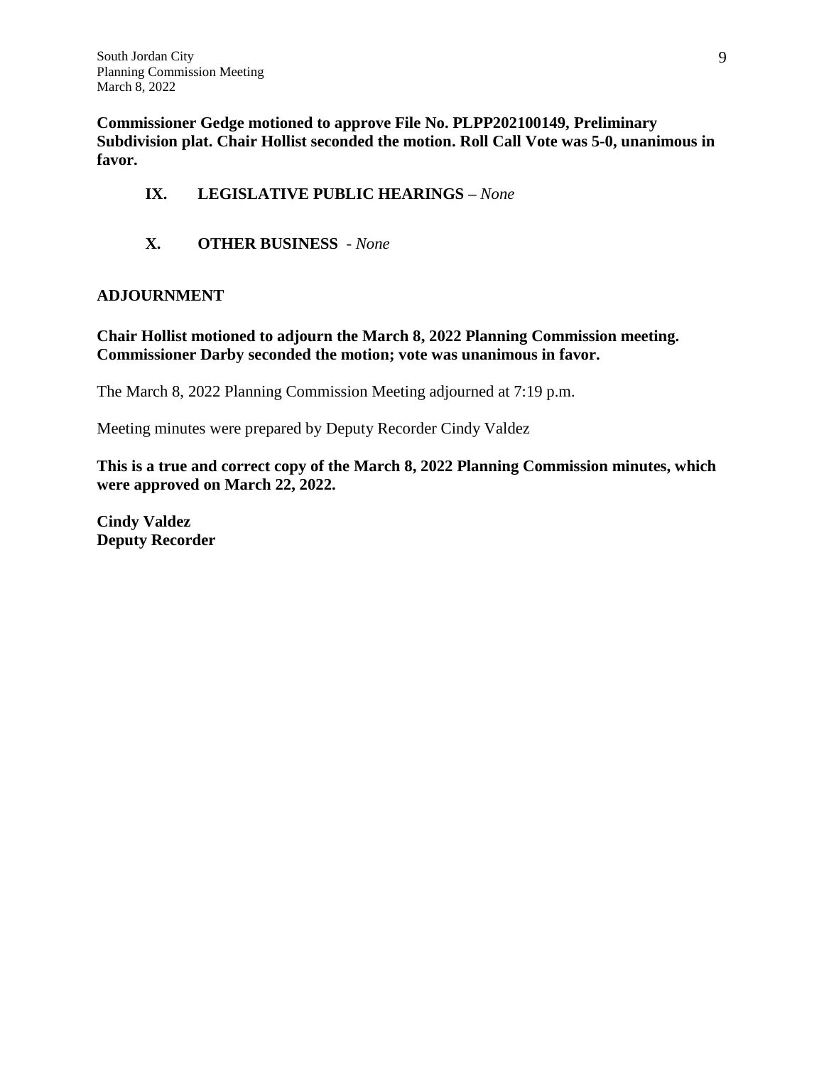**Commissioner Gedge motioned to approve File No. PLPP202100149, Preliminary Subdivision plat. Chair Hollist seconded the motion. Roll Call Vote was 5-0, unanimous in favor.**

## IX. LEGISLATIVE PUBLIC HEARINGS – *None*

## X. OTHER BUSINESS - *None*

## ADJOURNMENT

**Chair Hollist motioned to adjourn the March 8, 2022 Planning Commission meeting. Commissioner Darby seconded the motion; vote was unanimous in favor.**

The March 8, 2022 Planning Commission Meeting adjourned at 7:19 p.m.

Meeting minutes were prepared by Deputy Recorder Cindy Valdez

**This is a true and correct copy of the March 8, 2022 Planning Commission minutes, which were approved on March 22, 2022.**

**Cindy Valdez**
**Deputy Recorder**